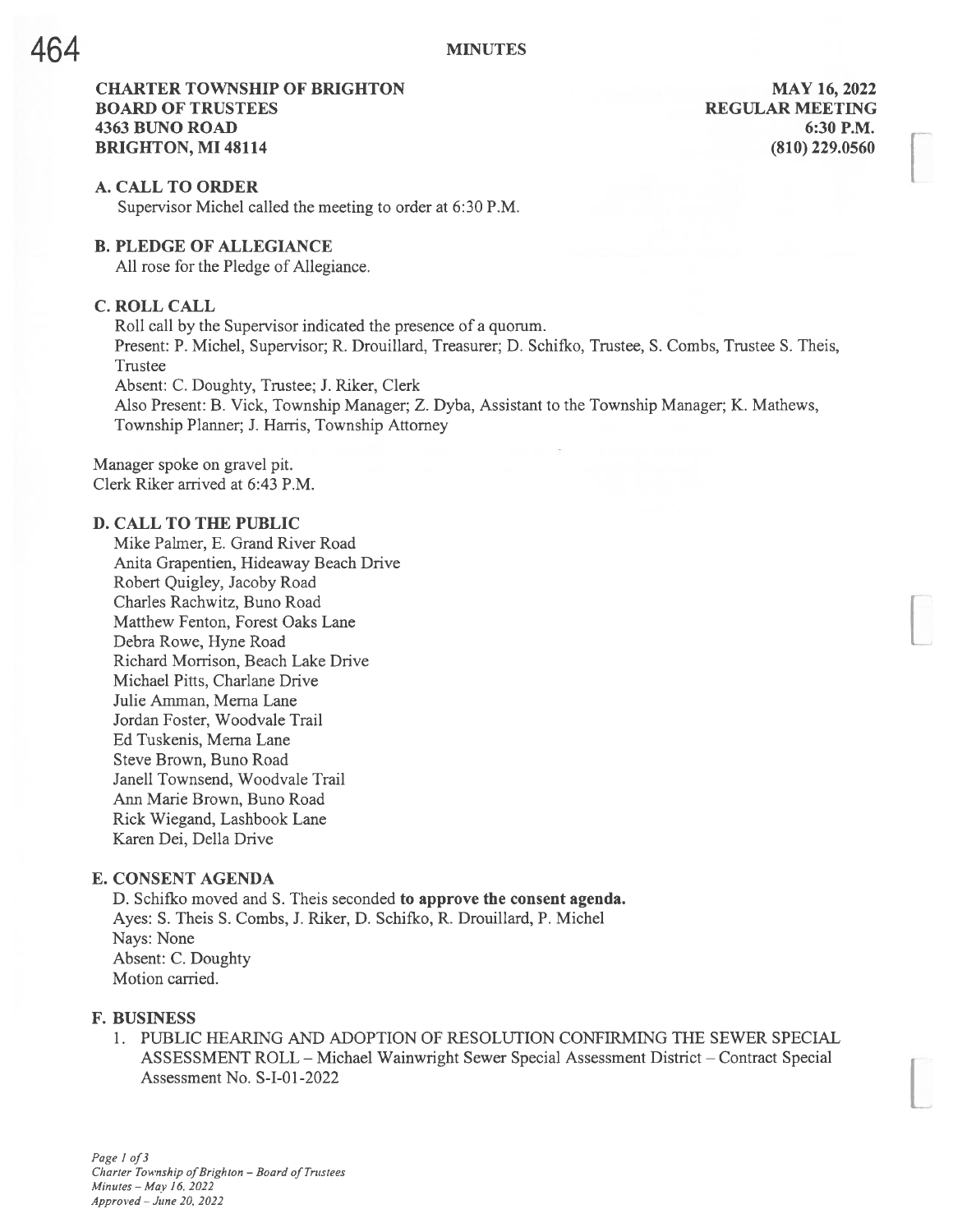# MINUTES

**CHARTER TOWNSHIP OF BRIGHTON**
**BOARD OF TRUSTEES**
**4363 BUNO ROAD**
**BRIGHTON, MI 48114**

**MAY 16, 2022**
**REGULAR MEETING**
**6:30 P.M.**
**(810) 229.0560**

## A. CALL TO ORDER

Supervisor Michel called the meeting to order at 6:30 P.M.

## B. PLEDGE OF ALLEGIANCE

All rose for the Pledge of Allegiance.

## C. ROLL CALL

Roll call by the Supervisor indicated the presence of a quorum.
Present: P. Michel, Supervisor; R. Drouillard, Treasurer; D. Schifko, Trustee, S. Combs, Trustee S. Theis, Trustee
Absent: C. Doughty, Trustee; J. Riker, Clerk
Also Present: B. Vick, Township Manager; Z. Dyba, Assistant to the Township Manager; K. Mathews, Township Planner; J. Harris, Township Attorney

Manager spoke on gravel pit.
Clerk Riker arrived at 6:43 P.M.

## D. CALL TO THE PUBLIC

Mike Palmer, E. Grand River Road
Anita Grapentien, Hideaway Beach Drive
Robert Quigley, Jacoby Road
Charles Rachwitz, Buno Road
Matthew Fenton, Forest Oaks Lane
Debra Rowe, Hyne Road
Richard Morrison, Beach Lake Drive
Michael Pitts, Charlane Drive
Julie Amman, Merna Lane
Jordan Foster, Woodvale Trail
Ed Tuskenis, Merna Lane
Steve Brown, Buno Road
Janell Townsend, Woodvale Trail
Ann Marie Brown, Buno Road
Rick Wiegand, Lashbook Lane
Karen Dei, Della Drive

## E. CONSENT AGENDA

D. Schifko moved and S. Theis seconded **to approve the consent agenda.**
Ayes: S. Theis S. Combs, J. Riker, D. Schifko, R. Drouillard, P. Michel
Nays: None
Absent: C. Doughty
Motion carried.

## F. BUSINESS

1. PUBLIC HEARING AND ADOPTION OF RESOLUTION CONFIRMING THE SEWER SPECIAL ASSESSMENT ROLL – Michael Wainwright Sewer Special Assessment District – Contract Special Assessment No. S-I-01-2022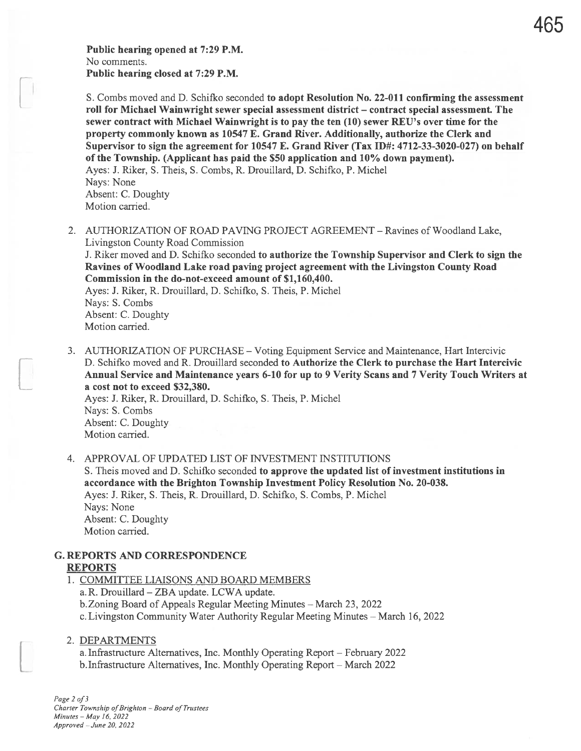**Public hearing opened at 7:29 P.M.**
No comments.
**Public hearing closed at 7:29 P.M.**

S. Combs moved and D. Schifko seconded **to adopt Resolution No. 22-011 confirming the assessment roll for Michael Wainwright sewer special assessment district – contract special assessment. The sewer contract with Michael Wainwright is to pay the ten (10) sewer REU's over time for the property commonly known as 10547 E. Grand River. Additionally, authorize the Clerk and Supervisor to sign the agreement for 10547 E. Grand River (Tax ID#: 4712-33-3020-027) on behalf of the Township. (Applicant has paid the $50 application and 10% down payment).**
Ayes: J. Riker, S. Theis, S. Combs, R. Drouillard, D. Schifko, P. Michel
Nays: None
Absent: C. Doughty
Motion carried.

2. AUTHORIZATION OF ROAD PAVING PROJECT AGREEMENT – Ravines of Woodland Lake, Livingston County Road Commission
J. Riker moved and D. Schifko seconded **to authorize the Township Supervisor and Clerk to sign the Ravines of Woodland Lake road paving project agreement with the Livingston County Road Commission in the do-not-exceed amount of $1,160,400.**
Ayes: J. Riker, R. Drouillard, D. Schifko, S. Theis, P. Michel
Nays: S. Combs
Absent: C. Doughty
Motion carried.

3. AUTHORIZATION OF PURCHASE – Voting Equipment Service and Maintenance, Hart Intercivic
D. Schifko moved and R. Drouillard seconded **to Authorize the Clerk to purchase the Hart Intercivic Annual Service and Maintenance years 6-10 for up to 9 Verity Scans and 7 Verity Touch Writers at a cost not to exceed $32,380.**
Ayes: J. Riker, R. Drouillard, D. Schifko, S. Theis, P. Michel
Nays: S. Combs
Absent: C. Doughty
Motion carried.

4. APPROVAL OF UPDATED LIST OF INVESTMENT INSTITUTIONS
S. Theis moved and D. Schifko seconded **to approve the updated list of investment institutions in accordance with the Brighton Township Investment Policy Resolution No. 20-038.**
Ayes: J. Riker, S. Theis, R. Drouillard, D. Schifko, S. Combs, P. Michel
Nays: None
Absent: C. Doughty
Motion carried.

## G. REPORTS AND CORRESPONDENCE

### REPORTS

1. COMMITTEE LIAISONS AND BOARD MEMBERS
   a. R. Drouillard – ZBA update. LCWA update.
   b. Zoning Board of Appeals Regular Meeting Minutes – March 23, 2022
   c. Livingston Community Water Authority Regular Meeting Minutes – March 16, 2022

2. DEPARTMENTS
   a. Infrastructure Alternatives, Inc. Monthly Operating Report – February 2022
   b. Infrastructure Alternatives, Inc. Monthly Operating Report – March 2022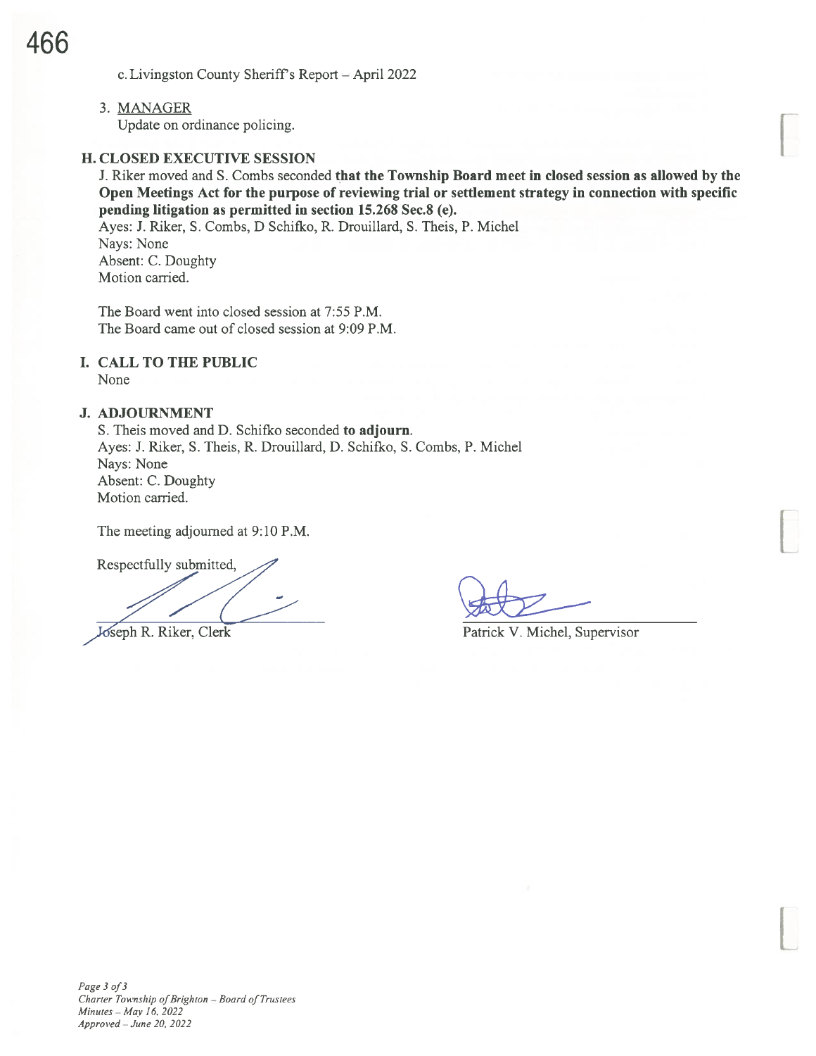c. Livingston County Sheriff's Report – April 2022

3. MANAGER
   Update on ordinance policing.

## H. CLOSED EXECUTIVE SESSION

J. Riker moved and S. Combs seconded **that the Township Board meet in closed session as allowed by the Open Meetings Act for the purpose of reviewing trial or settlement strategy in connection with specific pending litigation as permitted in section 15.268 Sec.8 (e).**
Ayes: J. Riker, S. Combs, D Schifko, R. Drouillard, S. Theis, P. Michel
Nays: None
Absent: C. Doughty
Motion carried.

The Board went into closed session at 7:55 P.M.
The Board came out of closed session at 9:09 P.M.

## I. CALL TO THE PUBLIC

None

## J. ADJOURNMENT

S. Theis moved and D. Schifko seconded **to adjourn**.
Ayes: J. Riker, S. Theis, R. Drouillard, D. Schifko, S. Combs, P. Michel
Nays: None
Absent: C. Doughty
Motion carried.

The meeting adjourned at 9:10 P.M.

Respectfully submitted,

Joseph R. Riker, Clerk

Patrick V. Michel, Supervisor

*Charter Township of Brighton – Board of Trustees*
*Minutes – May 16, 2022*
*Approved – June 20, 2022*